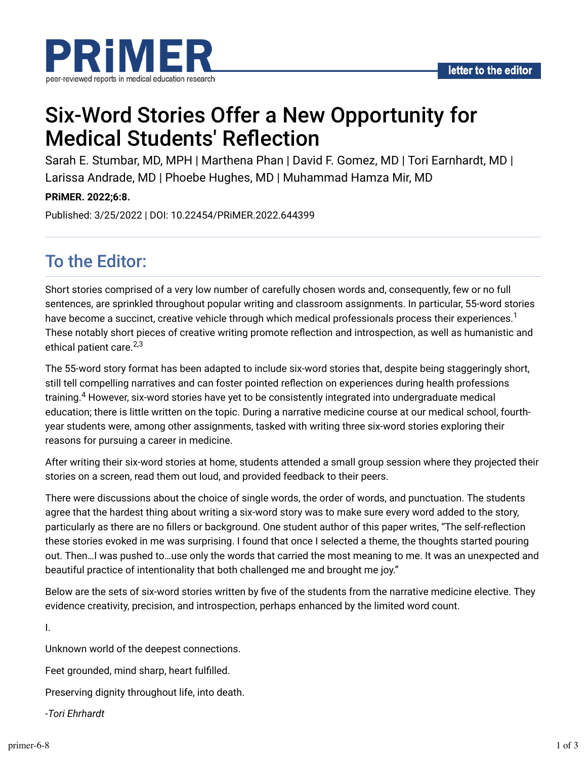# Six-Word Stories Offer a New Opportunity for Medical Students' Reflection

Sarah E. Stumbar, MD, MPH | Marthena Phan | David F. Gomez, MD | Tori Earnhardt, MD | Larissa Andrade, MD | Phoebe Hughes, MD | Muhammad Hamza Mir, MD

**PRiMER. 2022;6:8.**

Published: 3/25/2022 | DOI: 10.22454/PRiMER.2022.644399

## To the Editor:

Short stories comprised of a very low number of carefully chosen words and, consequently, few or no full sentences, are sprinkled throughout popular writing and classroom assignments. In particular, 55-word stories have become a succinct, creative vehicle through which medical professionals process their experiences.[1] These notably short pieces of creative writing promote reflection and introspection, as well as humanistic and ethical patient care.[2,3]

The 55-word story format has been adapted to include six-word stories that, despite being staggeringly short, still tell compelling narratives and can foster pointed reflection on experiences during health professions training.[4] However, six-word stories have yet to be consistently integrated into undergraduate medical education; there is little written on the topic. During a narrative medicine course at our medical school, fourth-year students were, among other assignments, tasked with writing three six-word stories exploring their reasons for pursuing a career in medicine.

After writing their six-word stories at home, students attended a small group session where they projected their stories on a screen, read them out loud, and provided feedback to their peers.

There were discussions about the choice of single words, the order of words, and punctuation. The students agree that the hardest thing about writing a six-word story was to make sure every word added to the story, particularly as there are no fillers or background. One student author of this paper writes, "The self-reflection these stories evoked in me was surprising. I found that once I selected a theme, the thoughts started pouring out. Then…I was pushed to…use only the words that carried the most meaning to me. It was an unexpected and beautiful practice of intentionality that both challenged me and brought me joy."

Below are the sets of six-word stories written by five of the students from the narrative medicine elective. They evidence creativity, precision, and introspection, perhaps enhanced by the limited word count.

I.

Unknown world of the deepest connections.

Feet grounded, mind sharp, heart fulfilled.

Preserving dignity throughout life, into death.

*-Tori Ehrhardt*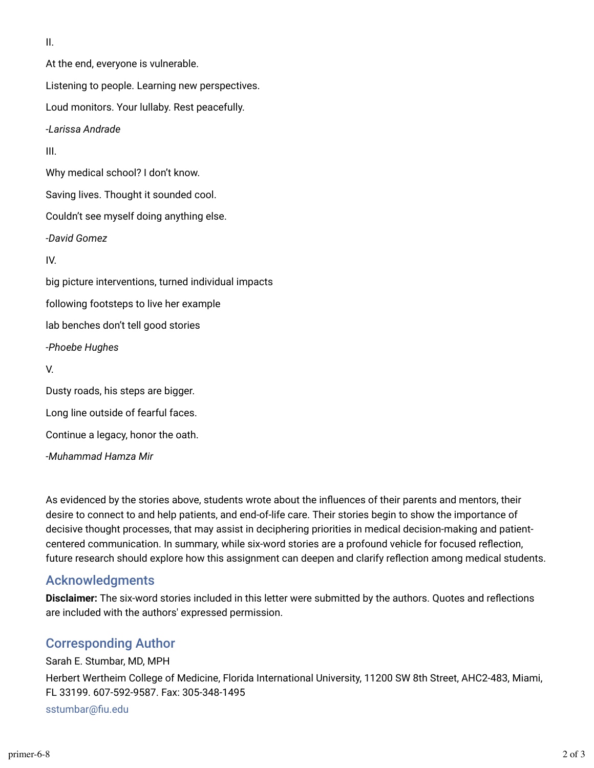II.

At the end, everyone is vulnerable.

Listening to people. Learning new perspectives.

Loud monitors. Your lullaby. Rest peacefully.

*-Larissa Andrade*

III.

Why medical school? I don't know.

Saving lives. Thought it sounded cool.

Couldn't see myself doing anything else.

*-David Gomez*

IV.

big picture interventions, turned individual impacts

following footsteps to live her example

lab benches don't tell good stories

*-Phoebe Hughes*

V.

Dusty roads, his steps are bigger.

Long line outside of fearful faces.

Continue a legacy, honor the oath.

*-Muhammad Hamza Mir*

As evidenced by the stories above, students wrote about the influences of their parents and mentors, their desire to connect to and help patients, and end-of-life care. Their stories begin to show the importance of decisive thought processes, that may assist in deciphering priorities in medical decision-making and patient-centered communication. In summary, while six-word stories are a profound vehicle for focused reflection, future research should explore how this assignment can deepen and clarify reflection among medical students.

## Acknowledgments

**Disclaimer:** The six-word stories included in this letter were submitted by the authors. Quotes and reflections are included with the authors' expressed permission.

## Corresponding Author

Sarah E. Stumbar, MD, MPH

Herbert Wertheim College of Medicine, Florida International University, 11200 SW 8th Street, AHC2-483, Miami, FL 33199. 607-592-9587. Fax: 305-348-1495

sstumbar@fiu.edu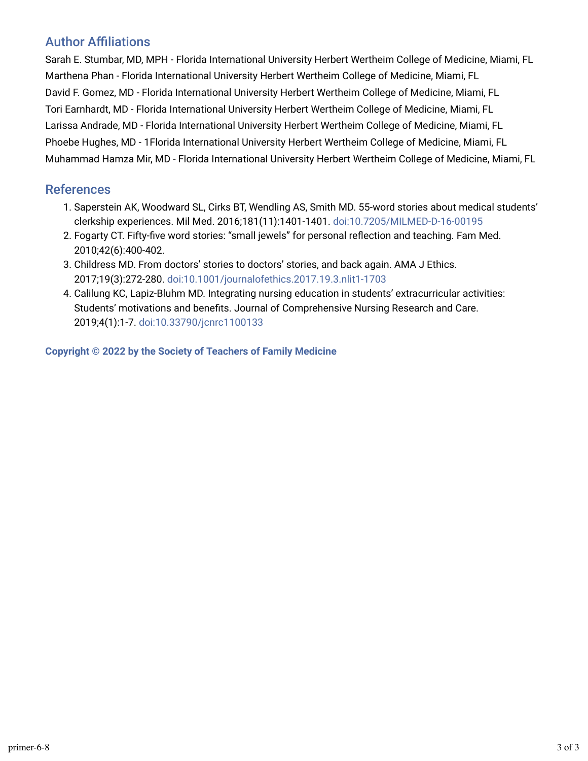## Author Affiliations

Sarah E. Stumbar, MD, MPH - Florida International University Herbert Wertheim College of Medicine, Miami, FL
Marthena Phan - Florida International University Herbert Wertheim College of Medicine, Miami, FL
David F. Gomez, MD - Florida International University Herbert Wertheim College of Medicine, Miami, FL
Tori Earnhardt, MD - Florida International University Herbert Wertheim College of Medicine, Miami, FL
Larissa Andrade, MD - Florida International University Herbert Wertheim College of Medicine, Miami, FL
Phoebe Hughes, MD - 1Florida International University Herbert Wertheim College of Medicine, Miami, FL
Muhammad Hamza Mir, MD - Florida International University Herbert Wertheim College of Medicine, Miami, FL

## References

1. Saperstein AK, Woodward SL, Cirks BT, Wendling AS, Smith MD. 55-word stories about medical students' clerkship experiences. Mil Med. 2016;181(11):1401-1401. doi:10.7205/MILMED-D-16-00195
2. Fogarty CT. Fifty-five word stories: "small jewels" for personal reflection and teaching. Fam Med. 2010;42(6):400-402.
3. Childress MD. From doctors' stories to doctors' stories, and back again. AMA J Ethics. 2017;19(3):272-280. doi:10.1001/journalofethics.2017.19.3.nlit1-1703
4. Calilung KC, Lapiz-Bluhm MD. Integrating nursing education in students' extracurricular activities: Students' motivations and benefits. Journal of Comprehensive Nursing Research and Care. 2019;4(1):1-7. doi:10.33790/jcnrc1100133

**Copyright © 2022 by the Society of Teachers of Family Medicine**